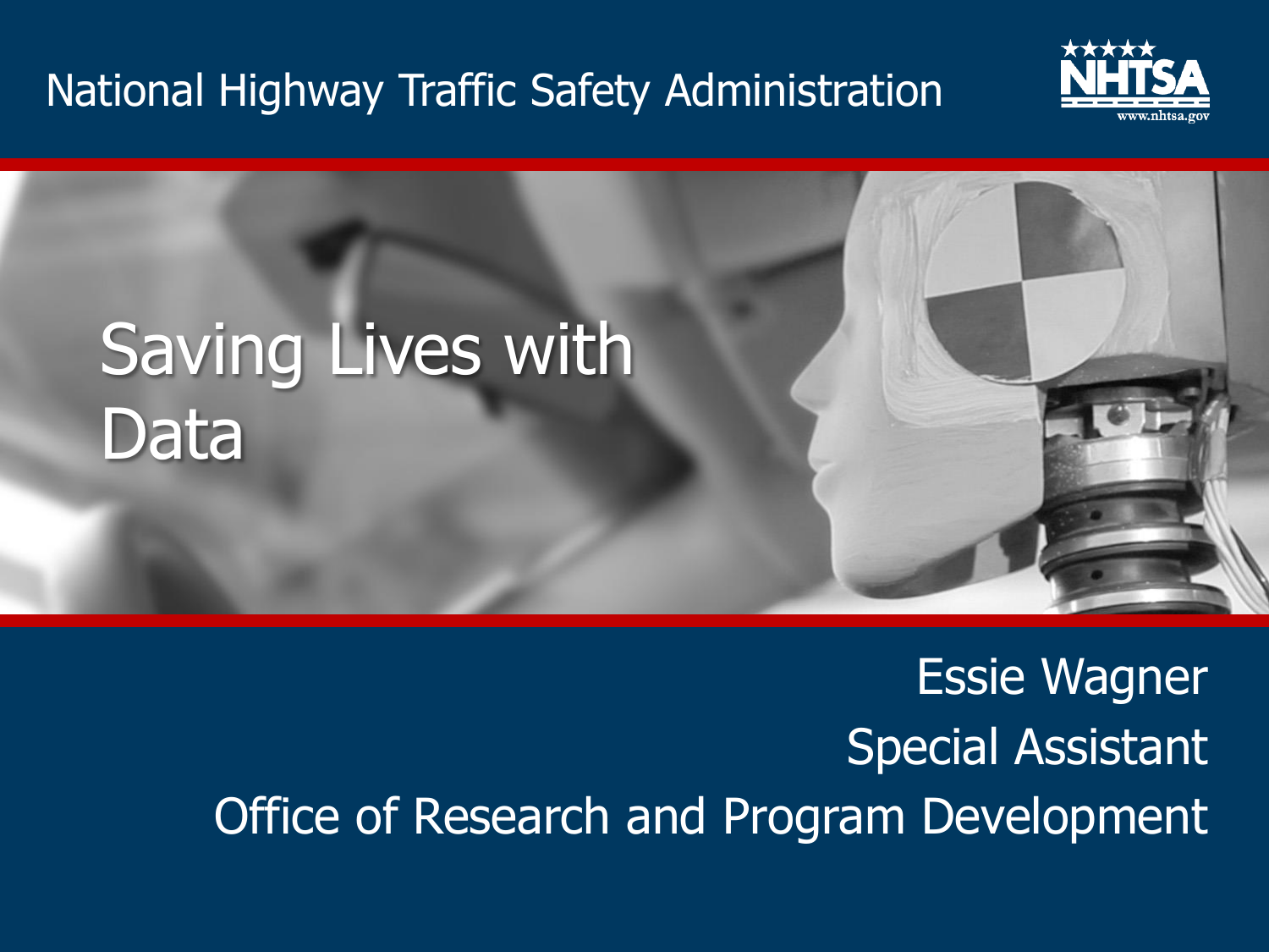National Highway Traffic Safety Administration

NHTSA
www.nhtsa.gov

# Saving Lives with Data

Essie Wagner

Special Assistant

Office of Research and Program Development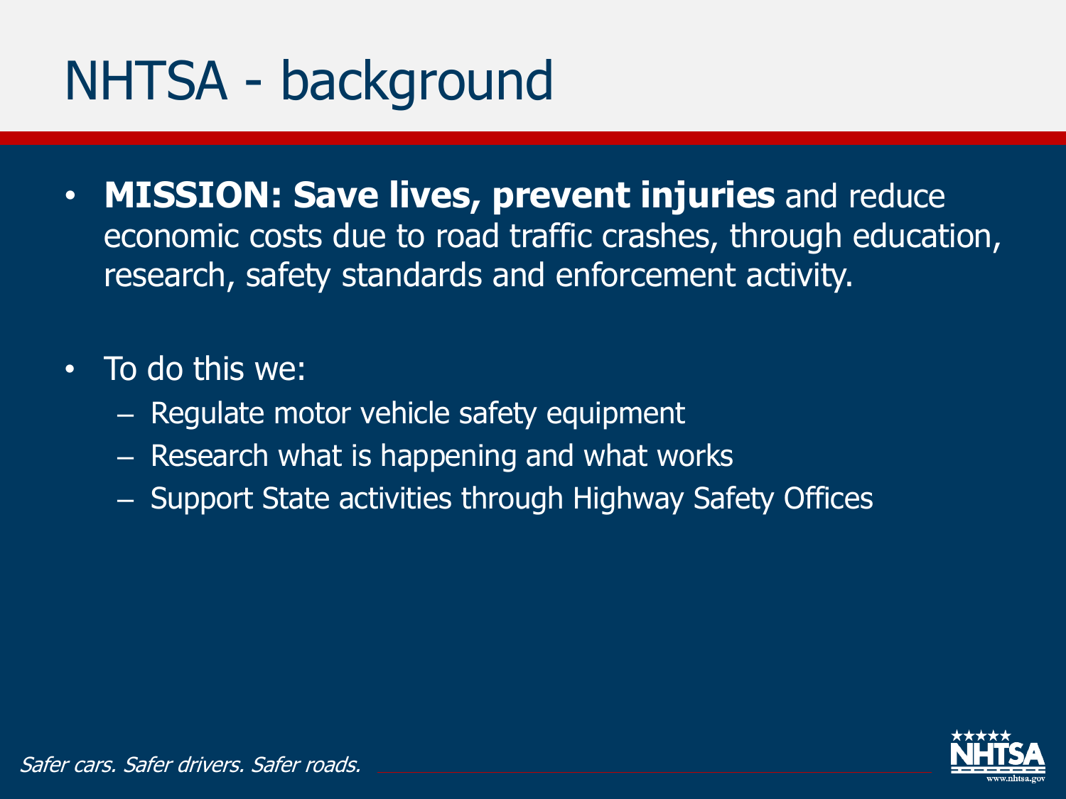# NHTSA - background

- **MISSION: Save lives, prevent injuries** and reduce economic costs due to road traffic crashes, through education, research, safety standards and enforcement activity.

- To do this we:
  - Regulate motor vehicle safety equipment
  - Research what is happening and what works
  - Support State activities through Highway Safety Offices

*Safer cars. Safer drivers. Safer roads.*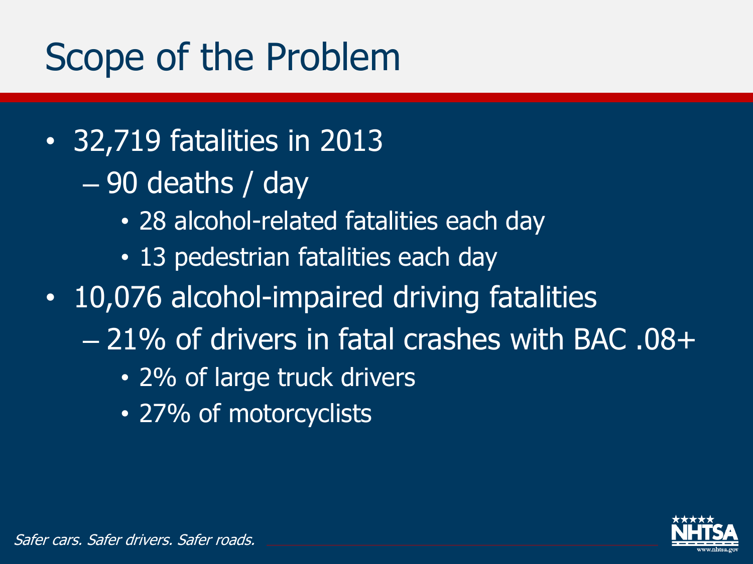# Scope of the Problem

- 32,719 fatalities in 2013
  - 90 deaths / day
    - 28 alcohol-related fatalities each day
    - 13 pedestrian fatalities each day
- 10,076 alcohol-impaired driving fatalities
  - 21% of drivers in fatal crashes with BAC .08+
    - 2% of large truck drivers
    - 27% of motorcyclists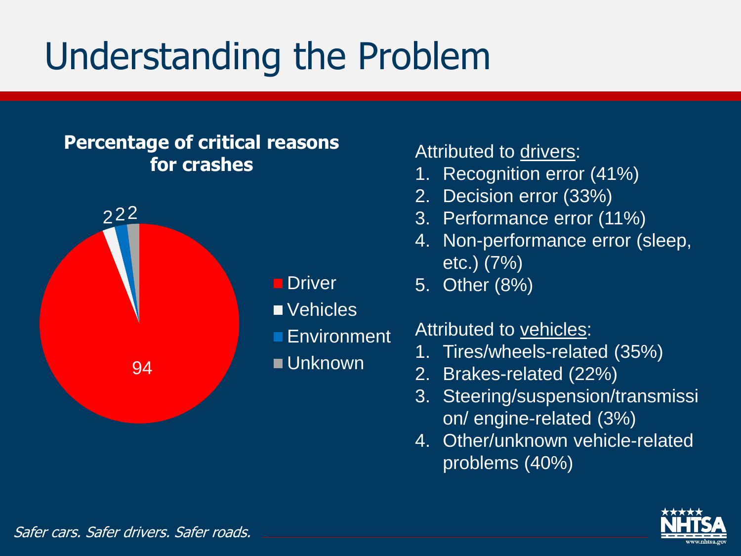# Understanding the Problem

**Percentage of critical reasons for crashes**

| Category | Percentage |
| --- | --- |
| Driver | 94 |
| Vehicles | 2 |
| Environment | 2 |
| Unknown | 2 |

Attributed to drivers:

1. Recognition error (41%)
2. Decision error (33%)
3. Performance error (11%)
4. Non-performance error (sleep, etc.) (7%)
5. Other (8%)

Attributed to vehicles:

1. Tires/wheels-related (35%)
2. Brakes-related (22%)
3. Steering/suspension/transmission/ engine-related (3%)
4. Other/unknown vehicle-related problems (40%)

*Safer cars. Safer drivers. Safer roads.*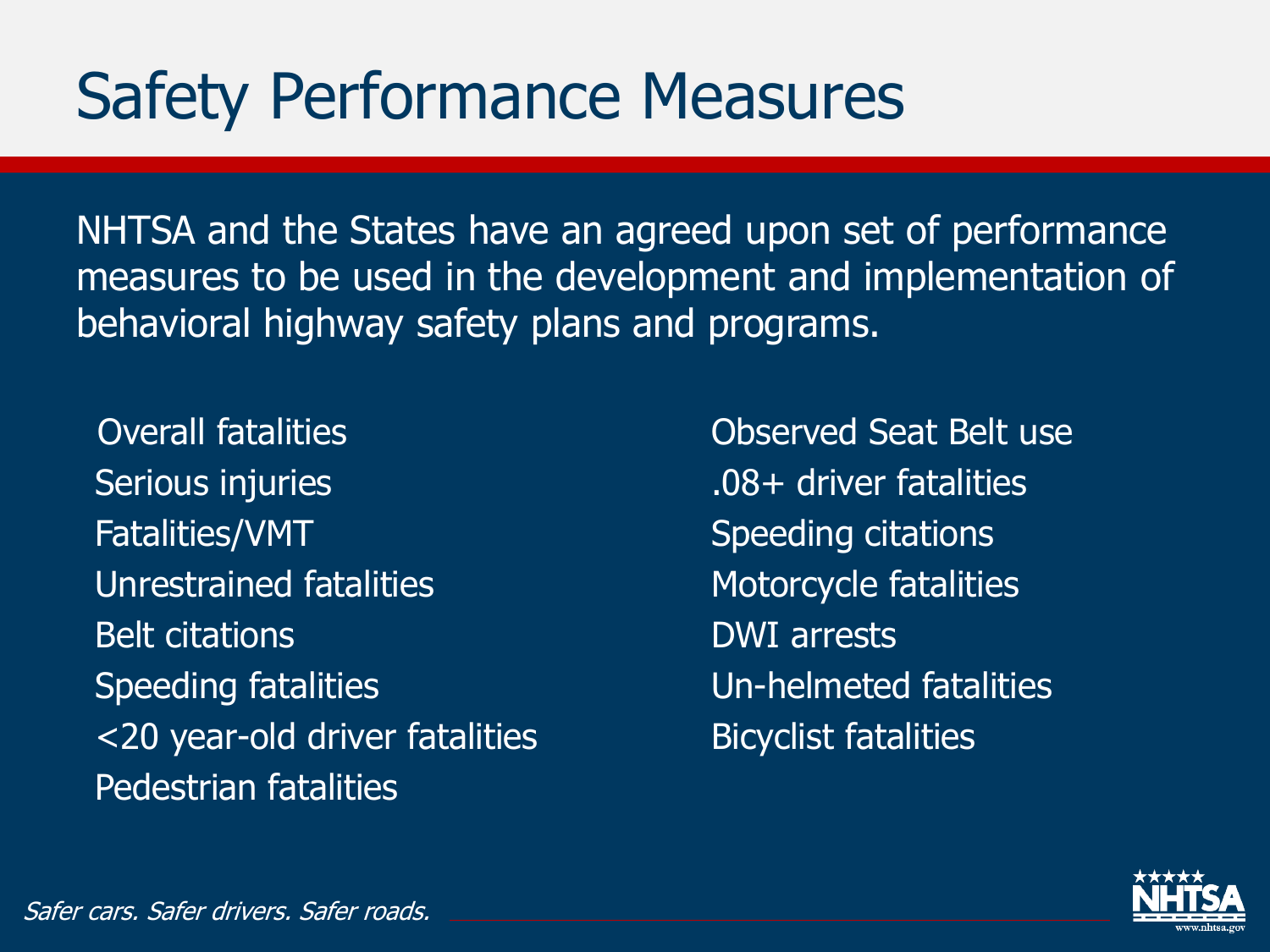# Safety Performance Measures

NHTSA and the States have an agreed upon set of performance measures to be used in the development and implementation of behavioral highway safety plans and programs.

- Overall fatalities
- Serious injuries
- Fatalities/VMT
- Unrestrained fatalities
- Belt citations
- Speeding fatalities
- <20 year-old driver fatalities
- Pedestrian fatalities
- Observed Seat Belt use
- .08+ driver fatalities
- Speeding citations
- Motorcycle fatalities
- DWI arrests
- Un-helmeted fatalities
- Bicyclist fatalities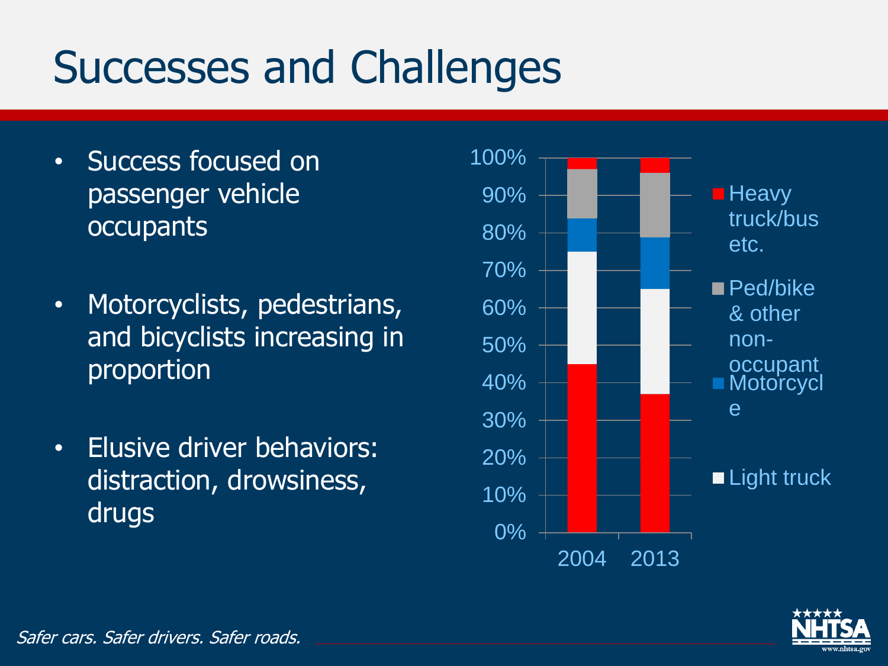# Successes and Challenges

- Success focused on passenger vehicle occupants
- Motorcyclists, pedestrians, and bicyclists increasing in proportion
- Elusive driver behaviors: distraction, drowsiness, drugs

100%
90%
80%
70%
60%
50%
40%
30%
20%
10%
0%

2004 2013

- Heavy truck/bus etc.
- Ped/bike & other non-occupant
- Motorcycle
- Light truck

*Safer cars. Safer drivers. Safer roads.*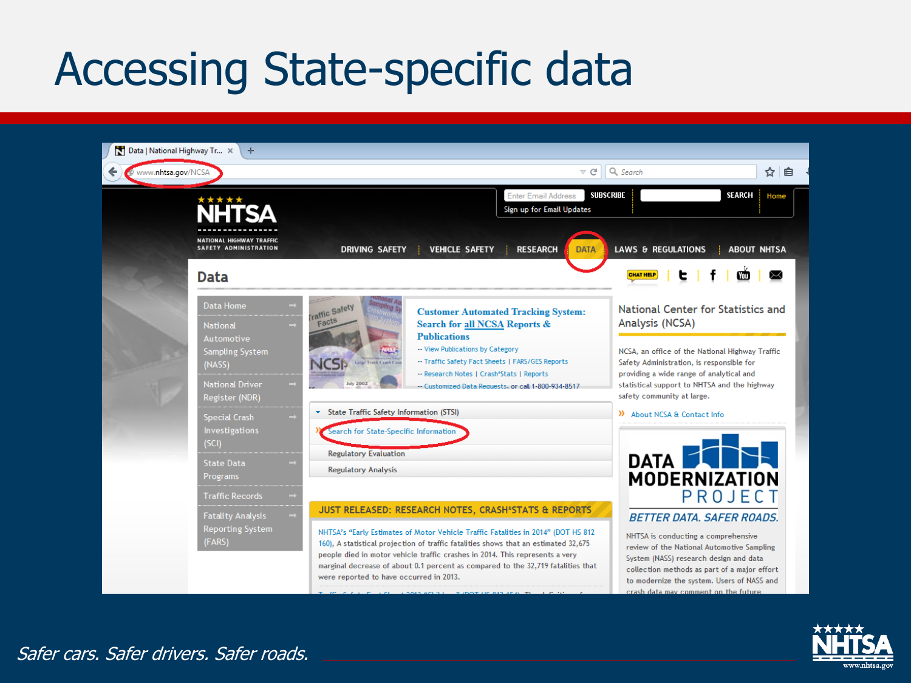# Accessing State-specific data

www.nhtsa.gov/NCSA

DATA

Search for State-Specific Information

*Safer cars. Safer drivers. Safer roads.*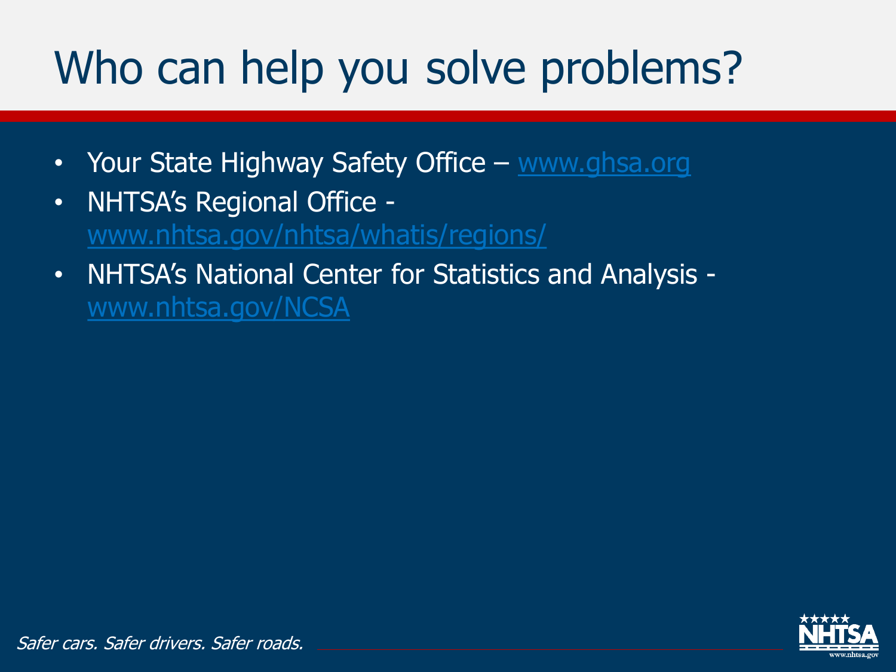# Who can help you solve problems?

- Your State Highway Safety Office – www.ghsa.org
- NHTSA's Regional Office - www.nhtsa.gov/nhtsa/whatis/regions/
- NHTSA's National Center for Statistics and Analysis - www.nhtsa.gov/NCSA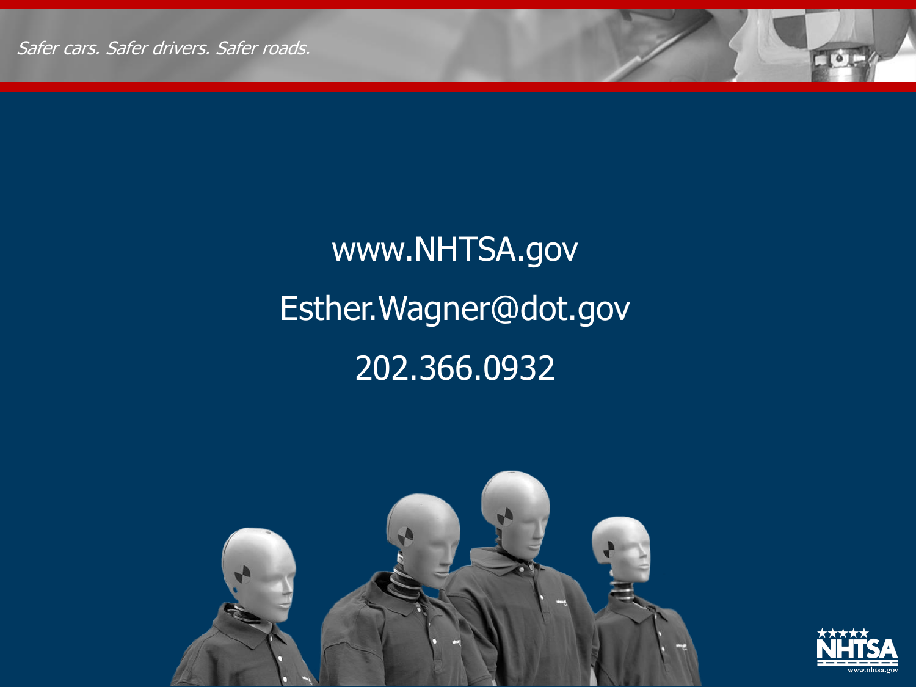www.NHTSA.gov

Esther.Wagner@dot.gov

202.366.0932